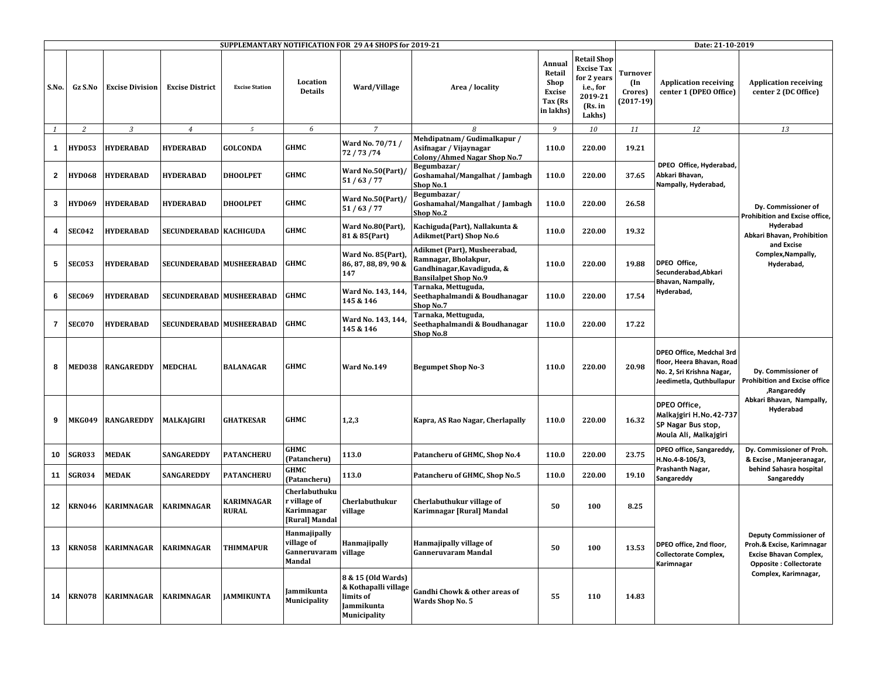| SUPPLEMANTARY NOTIFICATION FOR 29 A4 SHOPS for 2019-21 | | | | | | | | | | | Date: 21-10-2019 | |
|---|---|---|---|---|---|---|---|---|---|---|---|---|
| S.No. | Gz S.No | Excise Division | Excise District | Excise Station | Location Details | Ward/Village | Area / locality | Annual Retail Shop Excise Tax (Rs in lakhs) | Retail Shop Excise Tax for 2 years i.e., for 2019-21 (Rs. in Lakhs) | Turnover (In Crores) (2017-19) | Application receiving center 1 (DPEO Office) | Application receiving center 2 (DC Office) |
| *1* | *2* | *3* | *4* | *5* | *6* | *7* | *8* | *9* | *10* | *11* | *12* | *13* |
| 1 | HYD053 | HYDERABAD | HYDERABAD | GOLCONDA | GHMC | Ward No. 70/71 / 72 / 73 /74 | Mehdipatnam/ Gudimalkapur / Asifnagar / Vijaynagar Colony/Ahmed Nagar Shop No.7 | 110.0 | 220.00 | 19.21 | DPEO Office, Hyderabad, Abkari Bhavan, Nampally, Hyderabad, | Dy. Commissioner of Prohibition and Excise office, Hyderabad Abkari Bhavan, Prohibition and Excise Complex,Nampally, Hyderabad, |
| 2 | HYD068 | HYDERABAD | HYDERABAD | DHOOLPET | GHMC | Ward No.50(Part)/ 51 / 63 / 77 | Begumbazar/ Goshamahal/Mangalhat / Jambagh Shop No.1 | 110.0 | 220.00 | 37.65 | | |
| 3 | HYD069 | HYDERABAD | HYDERABAD | DHOOLPET | GHMC | Ward No.50(Part)/ 51 / 63 / 77 | Begumbazar/ Goshamahal/Mangalhat / Jambagh Shop No.2 | 110.0 | 220.00 | 26.58 | | |
| 4 | SEC042 | HYDERABAD | SECUNDERABAD | KACHIGUDA | GHMC | Ward No.80(Part), 81 & 85(Part) | Kachiguda(Part), Nallakunta & Adikmet(Part) Shop No.6 | 110.0 | 220.00 | 19.32 | DPEO Office, Secunderabad,Abkari Bhavan, Nampally, Hyderabad, | |
| 5 | SEC053 | HYDERABAD | SECUNDERABAD | MUSHEERABAD | GHMC | Ward No. 85(Part), 86, 87, 88, 89, 90 & 147 | Adikmet (Part), Musheerabad, Ramnagar, Bholakpur, Gandhinagar,Kavadiguda, & Bansilalpet Shop No.9 | 110.0 | 220.00 | 19.88 | | |
| 6 | SEC069 | HYDERABAD | SECUNDERABAD | MUSHEERABAD | GHMC | Ward No. 143, 144, 145 & 146 | Tarnaka, Mettuguda, Seethaphalmandi & Boudhanagar Shop No.7 | 110.0 | 220.00 | 17.54 | | |
| 7 | SEC070 | HYDERABAD | SECUNDERABAD | MUSHEERABAD | GHMC | Ward No. 143, 144, 145 & 146 | Tarnaka, Mettuguda, Seethaphalmandi & Boudhanagar Shop No.8 | 110.0 | 220.00 | 17.22 | | |
| 8 | MED038 | RANGAREDDY | MEDCHAL | BALANAGAR | GHMC | Ward No.149 | Begumpet Shop No-3 | 110.0 | 220.00 | 20.98 | DPEO Office, Medchal 3rd floor, Heera Bhavan, Road No. 2, Sri Krishna Nagar, Jeedimetla, Quthbullapur | Dy. Commissioner of Prohibition and Excise office ,Rangareddy Abkari Bhavan, Nampally, Hyderabad |
| 9 | MKG049 | RANGAREDDY | MALKAJGIRI | GHATKESAR | GHMC | 1,2,3 | Kapra, AS Rao Nagar, Cherlapally | 110.0 | 220.00 | 16.32 | DPEO Office, Malkajgiri H.No.42-737 SP Nagar Bus stop, Moula Ali, Malkajgiri | |
| 10 | SGR033 | MEDAK | SANGAREDDY | PATANCHERU | GHMC (Patancheru) | 113.0 | Patancheru of GHMC, Shop No.4 | 110.0 | 220.00 | 23.75 | DPEO office, Sangareddy, H.No.4-8-106/3, Prashanth Nagar, Sangareddy | Dy. Commissioner of Proh. & Excise , Manjeeranagar, behind Sahasra hospital Sangareddy |
| 11 | SGR034 | MEDAK | SANGAREDDY | PATANCHERU | GHMC (Patancheru) | 113.0 | Patancheru of GHMC, Shop No.5 | 110.0 | 220.00 | 19.10 | | |
| 12 | KRN046 | KARIMNAGAR | KARIMNAGAR | KARIMNAGAR RURAL | Cherlabuthukur village of Karimnagar [Rural] Mandal | Cherlabuthukur village | Cherlabuthukur village of Karimnagar [Rural] Mandal | 50 | 100 | 8.25 | DPEO office, 2nd floor, Collectorate Complex, Karimnagar | Deputy Commissioner of Proh.& Excise, Karimnagar Excise Bhavan Complex, Opposite : Collectorate Complex, Karimnagar, |
| 13 | KRN058 | KARIMNAGAR | KARIMNAGAR | THIMMAPUR | Hanmajipally village of Ganneruvaram Mandal | Hanmajipally village | Hanmajipally village of Ganneruvaram Mandal | 50 | 100 | 13.53 | | |
| 14 | KRN078 | KARIMNAGAR | KARIMNAGAR | JAMMIKUNTA | Jammikunta Municipality | 8 & 15 (Old Wards) & Kothapalli village limits of Jammikunta Municipality | Gandhi Chowk & other areas of Wards Shop No. 5 | 55 | 110 | 14.83 | | |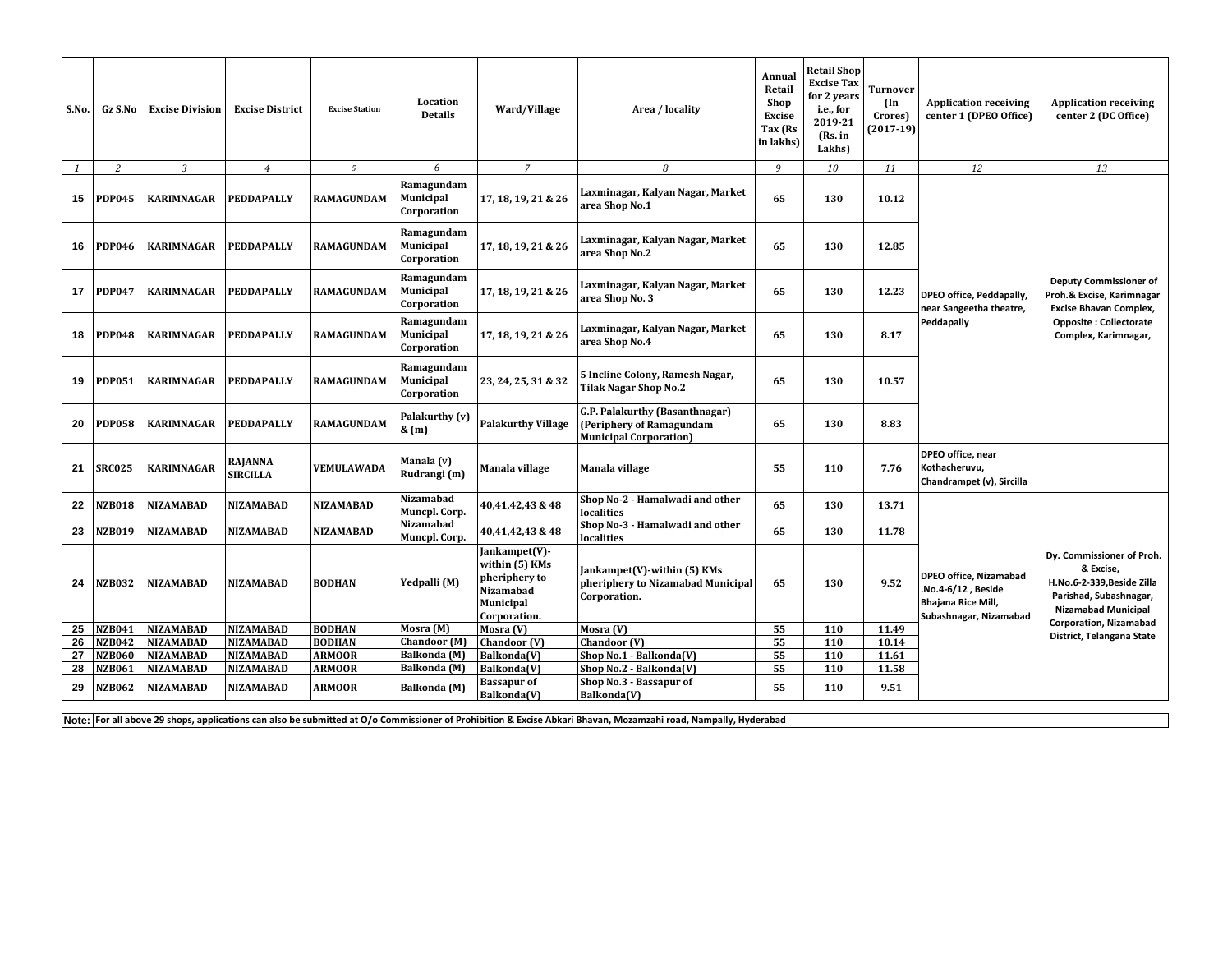| S.No. | Gz S.No | Excise Division | Excise District | Excise Station | Location Details | Ward/Village | Area / locality | Annual Retail Shop Excise Tax (Rs in lakhs) | Retail Shop Excise Tax for 2 years i.e., for 2019-21 (Rs. in Lakhs) | Turnover (In Crores) (2017-19) | Application receiving center 1 (DPEO Office) | Application receiving center 2 (DC Office) |
|---|---|---|---|---|---|---|---|---|---|---|---|---|
| *1* | *2* | *3* | *4* | *5* | *6* | *7* | *8* | *9* | *10* | *11* | *12* | *13* |
| 15 | PDP045 | KARIMNAGAR | PEDDAPALLY | RAMAGUNDAM | Ramagundam Municipal Corporation | 17, 18, 19, 21 & 26 | Laxminagar, Kalyan Nagar, Market area Shop No.1 | 65 | 130 | 10.12 | DPEO office, Peddapally, near Sangeetha theatre, Peddapally | Deputy Commissioner of Proh.& Excise, Karimnagar Excise Bhavan Complex, Opposite : Collectorate Complex, Karimnagar, |
| 16 | PDP046 | KARIMNAGAR | PEDDAPALLY | RAMAGUNDAM | Ramagundam Municipal Corporation | 17, 18, 19, 21 & 26 | Laxminagar, Kalyan Nagar, Market area Shop No.2 | 65 | 130 | 12.85 | | |
| 17 | PDP047 | KARIMNAGAR | PEDDAPALLY | RAMAGUNDAM | Ramagundam Municipal Corporation | 17, 18, 19, 21 & 26 | Laxminagar, Kalyan Nagar, Market area Shop No. 3 | 65 | 130 | 12.23 | | |
| 18 | PDP048 | KARIMNAGAR | PEDDAPALLY | RAMAGUNDAM | Ramagundam Municipal Corporation | 17, 18, 19, 21 & 26 | Laxminagar, Kalyan Nagar, Market area Shop No.4 | 65 | 130 | 8.17 | | |
| 19 | PDP051 | KARIMNAGAR | PEDDAPALLY | RAMAGUNDAM | Ramagundam Municipal Corporation | 23, 24, 25, 31 & 32 | 5 Incline Colony, Ramesh Nagar, Tilak Nagar Shop No.2 | 65 | 130 | 10.57 | | |
| 20 | PDP058 | KARIMNAGAR | PEDDAPALLY | RAMAGUNDAM | Palakurthy (v) & (m) | Palakurthy Village | G.P. Palakurthy (Basanthnagar) (Periphery of Ramagundam Municipal Corporation) | 65 | 130 | 8.83 | | |
| 21 | SRC025 | KARIMNAGAR | RAJANNA SIRCILLA | VEMULAWADA | Manala (v) Rudrangi (m) | Manala village | Manala village | 55 | 110 | 7.76 | DPEO office, near Kothacheruvu, Chandrampet (v), Sircilla | |
| 22 | NZB018 | NIZAMABAD | NIZAMABAD | NIZAMABAD | Nizamabad Muncpl. Corp. | 40,41,42,43 & 48 | Shop No-2 - Hamalwadi and other localities | 65 | 130 | 13.71 | DPEO office, Nizamabad .No.4-6/12 , Beside Bhajana Rice Mill, Subashnagar, Nizamabad | Dy. Commissioner of Proh. & Excise, H.No.6-2-339,Beside Zilla Parishad, Subashnagar, Nizamabad Municipal Corporation, Nizamabad District, Telangana State |
| 23 | NZB019 | NIZAMABAD | NIZAMABAD | NIZAMABAD | Nizamabad Muncpl. Corp. | 40,41,42,43 & 48 | Shop No-3 - Hamalwadi and other localities | 65 | 130 | 11.78 | | |
| 24 | NZB032 | NIZAMABAD | NIZAMABAD | BODHAN | Yedpalli (M) | Jankampet(V)-within (5) KMs pheriphery to Nizamabad Municipal Corporation. | Jankampet(V)-within (5) KMs pheriphery to Nizamabad Municipal Corporation. | 65 | 130 | 9.52 | | |
| 25 | NZB041 | NIZAMABAD | NIZAMABAD | BODHAN | Mosra (M) | Mosra (V) | Mosra (V) | 55 | 110 | 11.49 | | |
| 26 | NZB042 | NIZAMABAD | NIZAMABAD | BODHAN | Chandoor (M) | Chandoor (V) | Chandoor (V) | 55 | 110 | 10.14 | | |
| 27 | NZB060 | NIZAMABAD | NIZAMABAD | ARMOOR | Balkonda (M) | Balkonda(V) | Shop No.1 - Balkonda(V) | 55 | 110 | 11.61 | | |
| 28 | NZB061 | NIZAMABAD | NIZAMABAD | ARMOOR | Balkonda (M) | Balkonda(V) | Shop No.2 - Balkonda(V) | 55 | 110 | 11.58 | | |
| 29 | NZB062 | NIZAMABAD | NIZAMABAD | ARMOOR | Balkonda (M) | Bassapur of Balkonda(V) | Shop No.3 - Bassapur of Balkonda(V) | 55 | 110 | 9.51 | | |

**Note:** For all above 29 shops, applications can also be submitted at O/o Commissioner of Prohibition & Excise Abkari Bhavan, Mozamzahi road, Nampally, Hyderabad